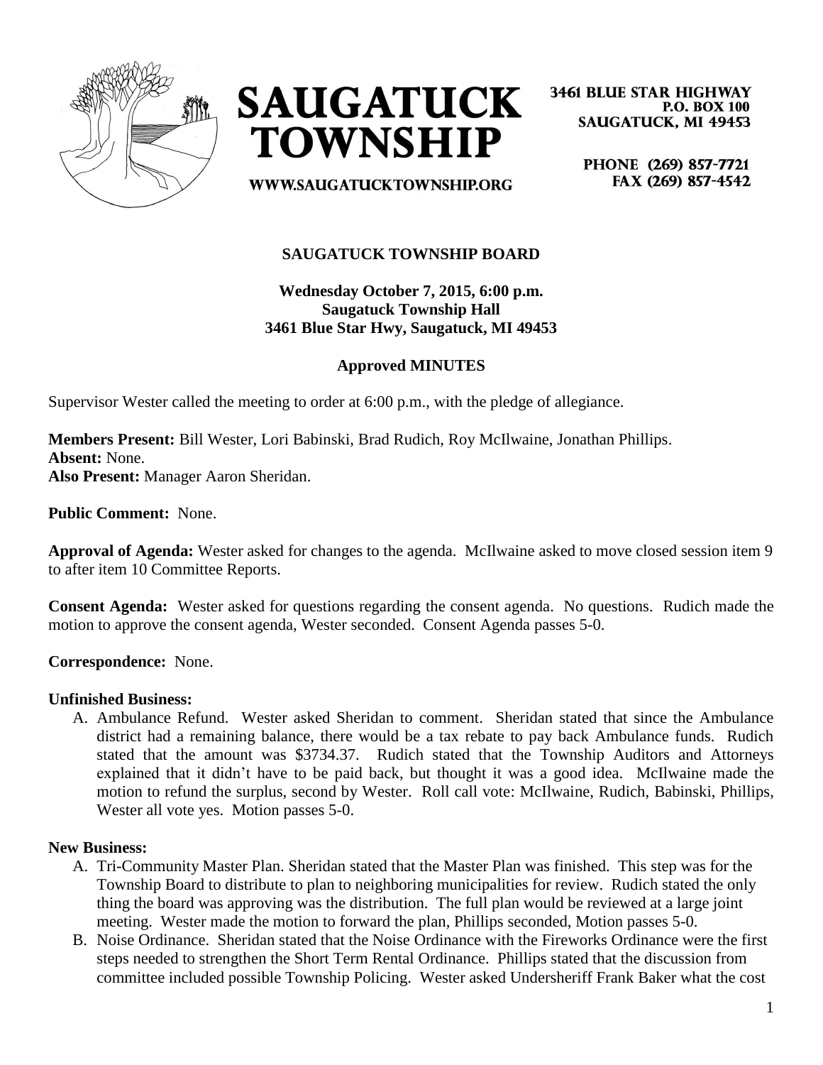**SAUGATUCK TOWNSHIP**

**3461 BLUE STAR HIGHWAY**
**P.O. BOX 100**
**SAUGATUCK, MI 49453**

**PHONE (269) 857-7721**
**FAX (269) 857-4542**

**WWW.SAUGATUCKTOWNSHIP.ORG**

## SAUGATUCK TOWNSHIP BOARD

**Wednesday October 7, 2015, 6:00 p.m.**
**Saugatuck Township Hall**
**3461 Blue Star Hwy, Saugatuck, MI 49453**

### Approved MINUTES

Supervisor Wester called the meeting to order at 6:00 p.m., with the pledge of allegiance.

**Members Present:** Bill Wester, Lori Babinski, Brad Rudich, Roy McIlwaine, Jonathan Phillips.
**Absent:** None.
**Also Present:** Manager Aaron Sheridan.

**Public Comment:** None.

**Approval of Agenda:** Wester asked for changes to the agenda. McIlwaine asked to move closed session item 9 to after item 10 Committee Reports.

**Consent Agenda:** Wester asked for questions regarding the consent agenda. No questions. Rudich made the motion to approve the consent agenda, Wester seconded. Consent Agenda passes 5-0.

**Correspondence:** None.

**Unfinished Business:**

A. Ambulance Refund. Wester asked Sheridan to comment. Sheridan stated that since the Ambulance district had a remaining balance, there would be a tax rebate to pay back Ambulance funds. Rudich stated that the amount was $3734.37. Rudich stated that the Township Auditors and Attorneys explained that it didn't have to be paid back, but thought it was a good idea. McIlwaine made the motion to refund the surplus, second by Wester. Roll call vote: McIlwaine, Rudich, Babinski, Phillips, Wester all vote yes. Motion passes 5-0.

**New Business:**

A. Tri-Community Master Plan. Sheridan stated that the Master Plan was finished. This step was for the Township Board to distribute to plan to neighboring municipalities for review. Rudich stated the only thing the board was approving was the distribution. The full plan would be reviewed at a large joint meeting. Wester made the motion to forward the plan, Phillips seconded, Motion passes 5-0.
B. Noise Ordinance. Sheridan stated that the Noise Ordinance with the Fireworks Ordinance were the first steps needed to strengthen the Short Term Rental Ordinance. Phillips stated that the discussion from committee included possible Township Policing. Wester asked Undersheriff Frank Baker what the cost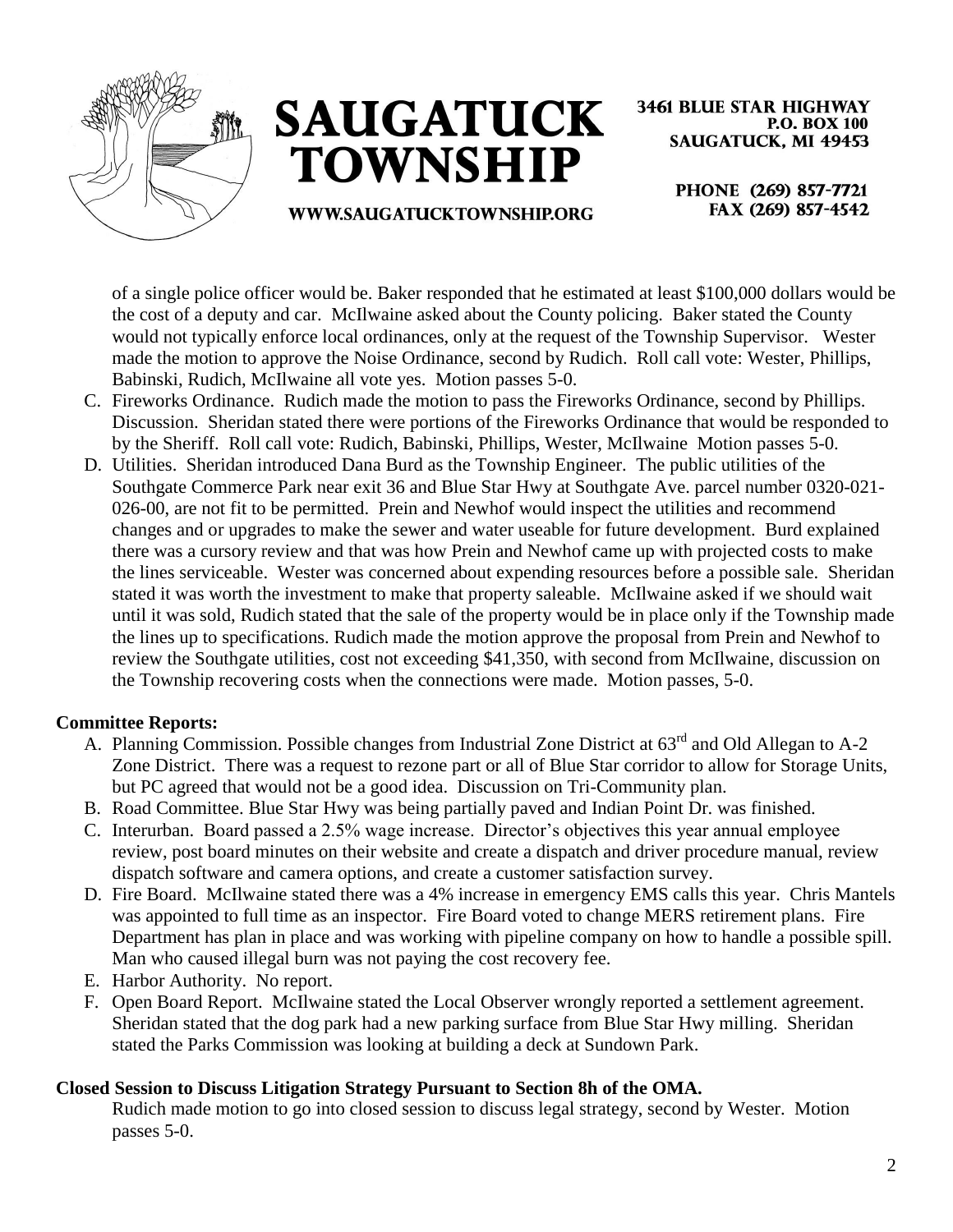of a single police officer would be. Baker responded that he estimated at least $100,000 dollars would be the cost of a deputy and car. McIlwaine asked about the County policing. Baker stated the County would not typically enforce local ordinances, only at the request of the Township Supervisor. Wester made the motion to approve the Noise Ordinance, second by Rudich. Roll call vote: Wester, Phillips, Babinski, Rudich, McIlwaine all vote yes. Motion passes 5-0.

C. Fireworks Ordinance. Rudich made the motion to pass the Fireworks Ordinance, second by Phillips. Discussion. Sheridan stated there were portions of the Fireworks Ordinance that would be responded to by the Sheriff. Roll call vote: Rudich, Babinski, Phillips, Wester, McIlwaine Motion passes 5-0.

D. Utilities. Sheridan introduced Dana Burd as the Township Engineer. The public utilities of the Southgate Commerce Park near exit 36 and Blue Star Hwy at Southgate Ave. parcel number 0320-021-026-00, are not fit to be permitted. Prein and Newhof would inspect the utilities and recommend changes and or upgrades to make the sewer and water useable for future development. Burd explained there was a cursory review and that was how Prein and Newhof came up with projected costs to make the lines serviceable. Wester was concerned about expending resources before a possible sale. Sheridan stated it was worth the investment to make that property saleable. McIlwaine asked if we should wait until it was sold, Rudich stated that the sale of the property would be in place only if the Township made the lines up to specifications. Rudich made the motion approve the proposal from Prein and Newhof to review the Southgate utilities, cost not exceeding $41,350, with second from McIlwaine, discussion on the Township recovering costs when the connections were made. Motion passes, 5-0.

**Committee Reports:**

A. Planning Commission. Possible changes from Industrial Zone District at 63rd and Old Allegan to A-2 Zone District. There was a request to rezone part or all of Blue Star corridor to allow for Storage Units, but PC agreed that would not be a good idea. Discussion on Tri-Community plan.

B. Road Committee. Blue Star Hwy was being partially paved and Indian Point Dr. was finished.

C. Interurban. Board passed a 2.5% wage increase. Director's objectives this year annual employee review, post board minutes on their website and create a dispatch and driver procedure manual, review dispatch software and camera options, and create a customer satisfaction survey.

D. Fire Board. McIlwaine stated there was a 4% increase in emergency EMS calls this year. Chris Mantels was appointed to full time as an inspector. Fire Board voted to change MERS retirement plans. Fire Department has plan in place and was working with pipeline company on how to handle a possible spill. Man who caused illegal burn was not paying the cost recovery fee.

E. Harbor Authority. No report.

F. Open Board Report. McIlwaine stated the Local Observer wrongly reported a settlement agreement. Sheridan stated that the dog park had a new parking surface from Blue Star Hwy milling. Sheridan stated the Parks Commission was looking at building a deck at Sundown Park.

**Closed Session to Discuss Litigation Strategy Pursuant to Section 8h of the OMA.**

Rudich made motion to go into closed session to discuss legal strategy, second by Wester. Motion passes 5-0.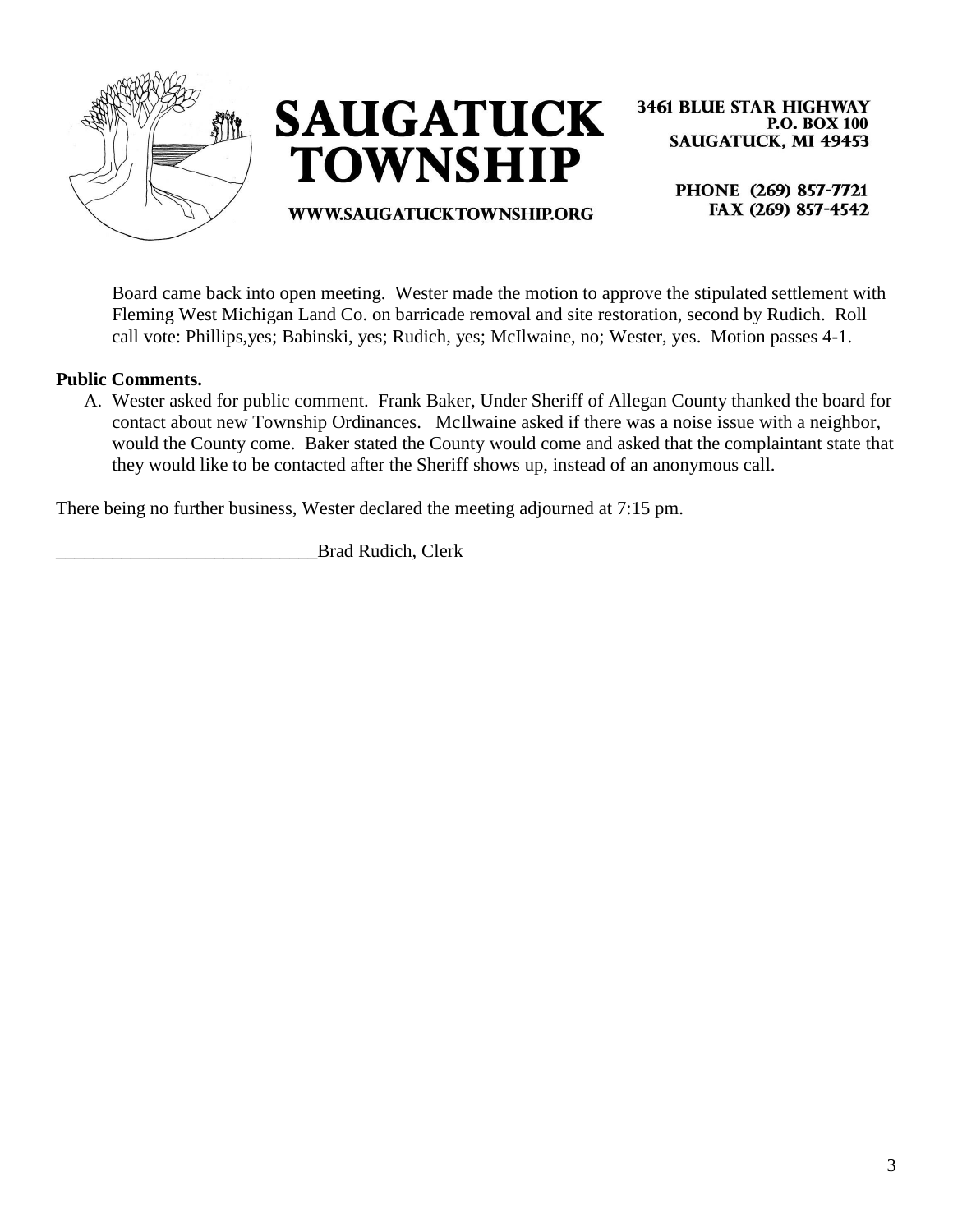Board came back into open meeting. Wester made the motion to approve the stipulated settlement with Fleming West Michigan Land Co. on barricade removal and site restoration, second by Rudich. Roll call vote: Phillips,yes; Babinski, yes; Rudich, yes; McIlwaine, no; Wester, yes. Motion passes 4-1.

**Public Comments.**

A. Wester asked for public comment. Frank Baker, Under Sheriff of Allegan County thanked the board for contact about new Township Ordinances. McIlwaine asked if there was a noise issue with a neighbor, would the County come. Baker stated the County would come and asked that the complaintant state that they would like to be contacted after the Sheriff shows up, instead of an anonymous call.

There being no further business, Wester declared the meeting adjourned at 7:15 pm.

____________________________Brad Rudich, Clerk